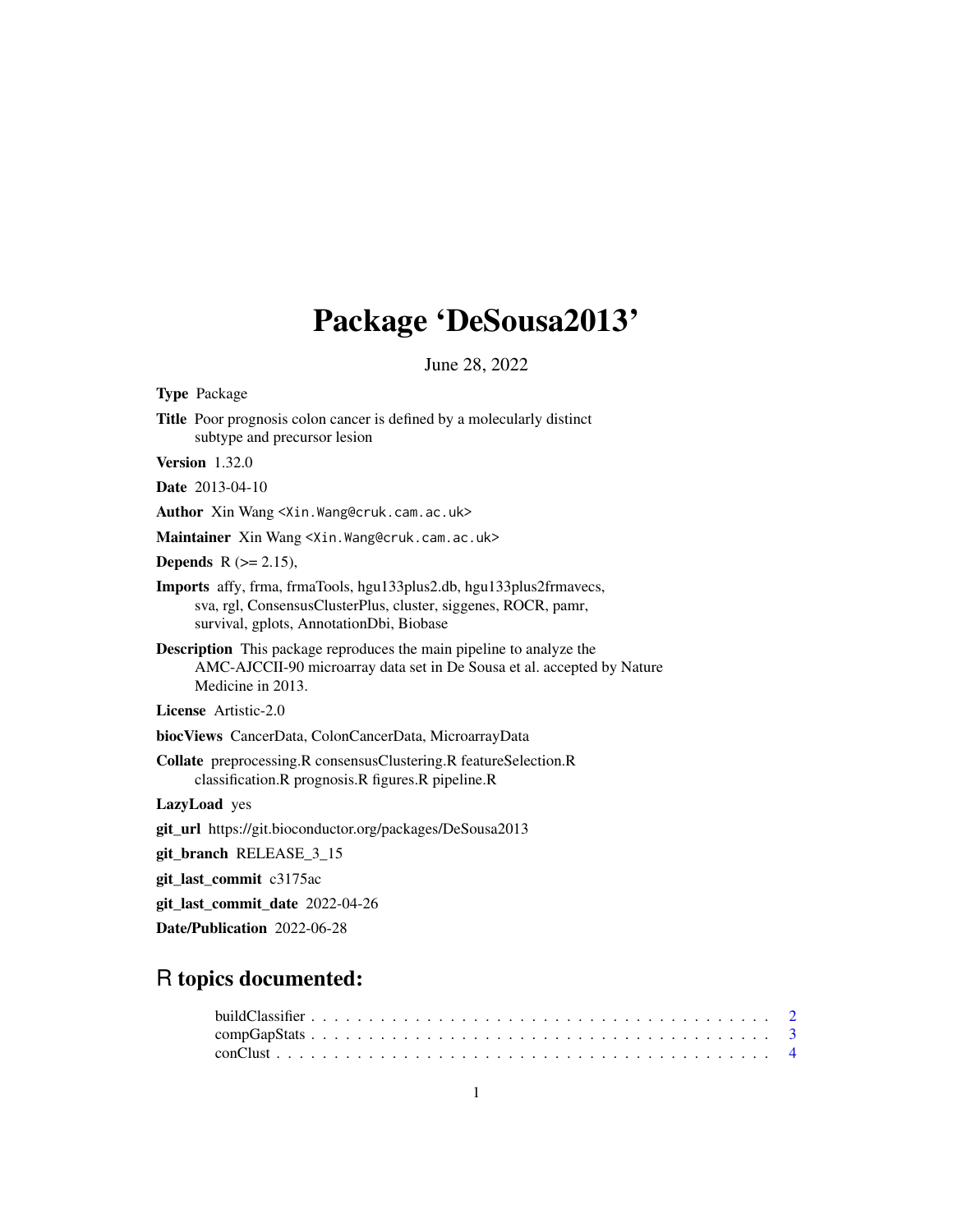# Package 'DeSousa2013'

June 28, 2022

**Type** Package

**Title** Poor prognosis colon cancer is defined by a molecularly distinct subtype and precursor lesion

**Version** 1.32.0

**Date** 2013-04-10

**Author** Xin Wang <Xin.Wang@cruk.cam.ac.uk>

**Maintainer** Xin Wang <Xin.Wang@cruk.cam.ac.uk>

**Depends** R (>= 2.15),

**Imports** affy, frma, frmaTools, hgu133plus2.db, hgu133plus2frmavecs, sva, rgl, ConsensusClusterPlus, cluster, siggenes, ROCR, pamr, survival, gplots, AnnotationDbi, Biobase

**Description** This package reproduces the main pipeline to analyze the AMC-AJCCII-90 microarray data set in De Sousa et al. accepted by Nature Medicine in 2013.

**License** Artistic-2.0

**biocViews** CancerData, ColonCancerData, MicroarrayData

**Collate** preprocessing.R consensusClustering.R featureSelection.R classification.R prognosis.R figures.R pipeline.R

**LazyLoad** yes

**git_url** https://git.bioconductor.org/packages/DeSousa2013

**git_branch** RELEASE_3_15

**git_last_commit** c3175ac

**git_last_commit_date** 2022-04-26

**Date/Publication** 2022-06-28

## R topics documented:

buildClassifier . . . . . . . . . . . . . . . . . . . . . . . . . . . . . . . . . . . . . . 2
compGapStats . . . . . . . . . . . . . . . . . . . . . . . . . . . . . . . . . . . . . . 3
conClust . . . . . . . . . . . . . . . . . . . . . . . . . . . . . . . . . . . . . . . . . 4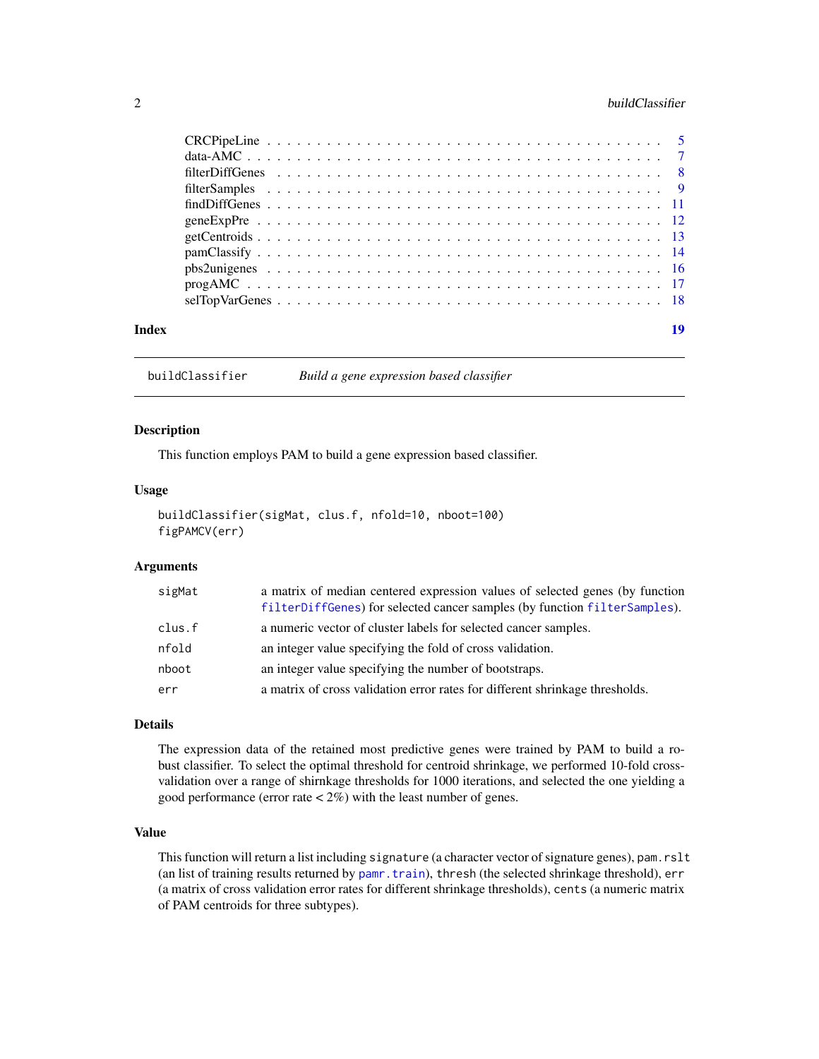| | |
|---|---|
| CRCPipeLine | 5 |
| data-AMC | 7 |
| filterDiffGenes | 8 |
| filterSamples | 9 |
| findDiffGenes | 11 |
| geneExpPre | 12 |
| getCentroids | 13 |
| pamClassify | 14 |
| pbs2unigenes | 16 |
| progAMC | 17 |
| selTopVarGenes | 18 |
| **Index** | **19** |

---

buildClassifier — *Build a gene expression based classifier*

---

### Description

This function employs PAM to build a gene expression based classifier.

### Usage

```
buildClassifier(sigMat, clus.f, nfold=10, nboot=100)
figPAMCV(err)
```

### Arguments

| | |
|---|---|
| sigMat | a matrix of median centered expression values of selected genes (by function filterDiffGenes) for selected cancer samples (by function filterSamples). |
| clus.f | a numeric vector of cluster labels for selected cancer samples. |
| nfold | an integer value specifying the fold of cross validation. |
| nboot | an integer value specifying the number of bootstraps. |
| err | a matrix of cross validation error rates for different shrinkage thresholds. |

### Details

The expression data of the retained most predictive genes were trained by PAM to build a robust classifier. To select the optimal threshold for centroid shrinkage, we performed 10-fold cross-validation over a range of shirnkage thresholds for 1000 iterations, and selected the one yielding a good performance (error rate < 2%) with the least number of genes.

### Value

This function will return a list including `signature` (a character vector of signature genes), `pam.rslt` (an list of training results returned by `pamr.train`), `thresh` (the selected shrinkage threshold), `err` (a matrix of cross validation error rates for different shrinkage thresholds), `cents` (a numeric matrix of PAM centroids for three subtypes).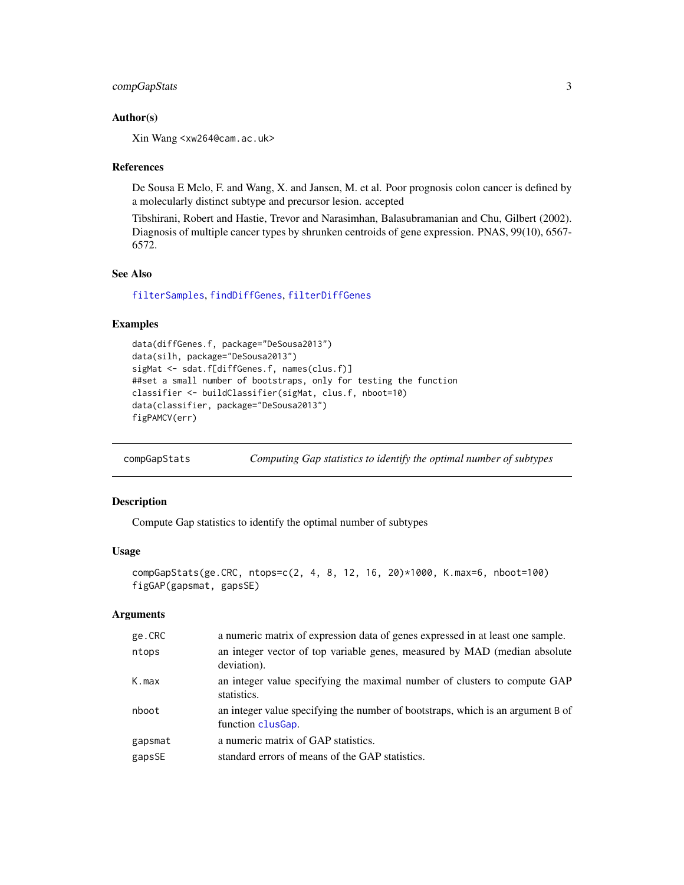### Author(s)

Xin Wang <xw264@cam.ac.uk>

### References

De Sousa E Melo, F. and Wang, X. and Jansen, M. et al. Poor prognosis colon cancer is defined by a molecularly distinct subtype and precursor lesion. accepted

Tibshirani, Robert and Hastie, Trevor and Narasimhan, Balasubramanian and Chu, Gilbert (2002). Diagnosis of multiple cancer types by shrunken centroids of gene expression. PNAS, 99(10), 6567-6572.

### See Also

filterSamples, findDiffGenes, filterDiffGenes

### Examples

```
data(diffGenes.f, package="DeSousa2013")
data(silh, package="DeSousa2013")
sigMat <- sdat.f[diffGenes.f, names(clus.f)]
##set a small number of bootstraps, only for testing the function
classifier <- buildClassifier(sigMat, clus.f, nboot=10)
data(classifier, package="DeSousa2013")
figPAMCV(err)
```

---

## compGapStats — *Computing Gap statistics to identify the optimal number of subtypes*

### Description

Compute Gap statistics to identify the optimal number of subtypes

### Usage

```
compGapStats(ge.CRC, ntops=c(2, 4, 8, 12, 16, 20)*1000, K.max=6, nboot=100)
figGAP(gapsmat, gapsSE)
```

### Arguments

| | |
|---|---|
| ge.CRC | a numeric matrix of expression data of genes expressed in at least one sample. |
| ntops | an integer vector of top variable genes, measured by MAD (median absolute deviation). |
| K.max | an integer value specifying the maximal number of clusters to compute GAP statistics. |
| nboot | an integer value specifying the number of bootstraps, which is an argument B of function clusGap. |
| gapsmat | a numeric matrix of GAP statistics. |
| gapsSE | standard errors of means of the GAP statistics. |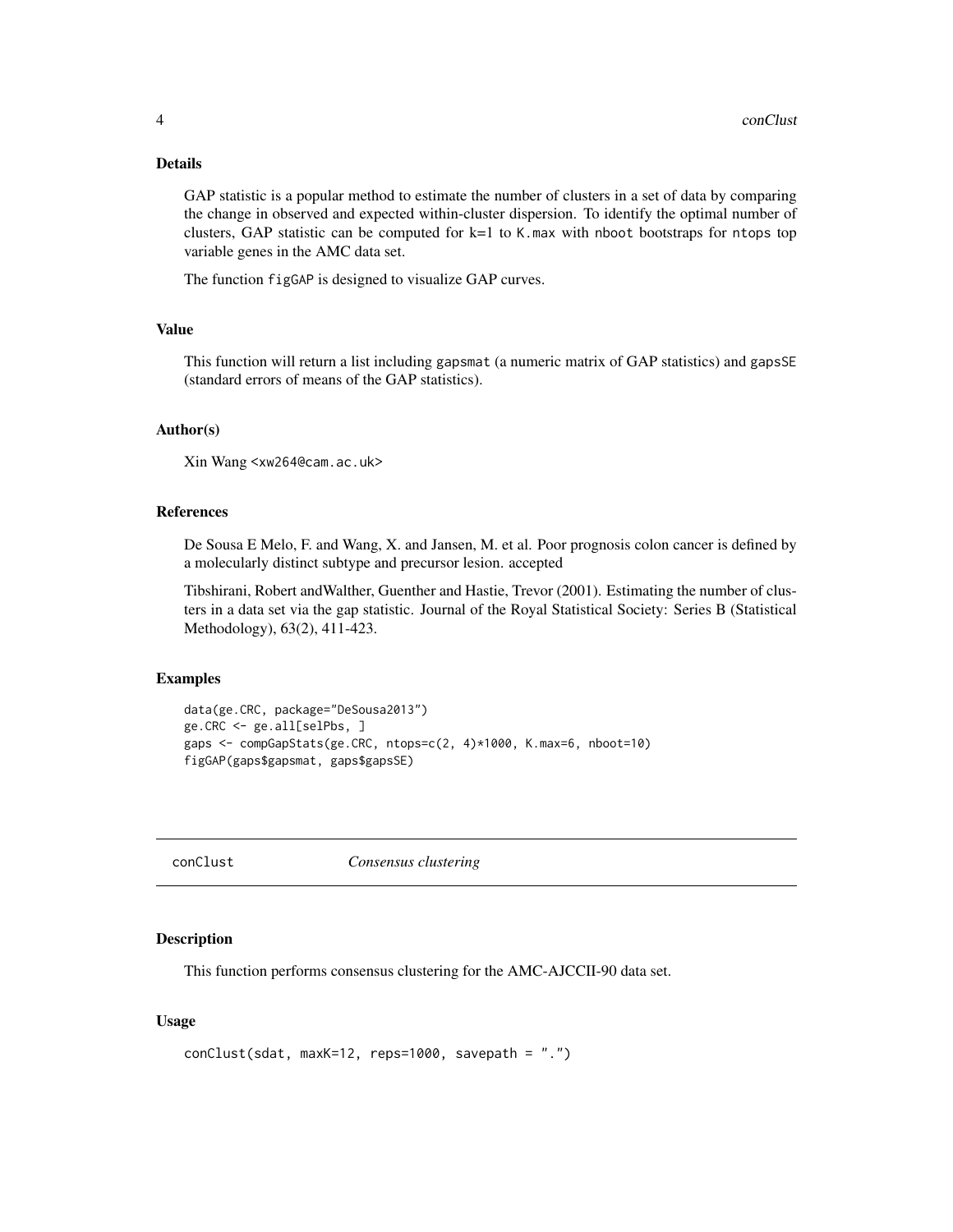### Details

GAP statistic is a popular method to estimate the number of clusters in a set of data by comparing the change in observed and expected within-cluster dispersion. To identify the optimal number of clusters, GAP statistic can be computed for k=1 to K.max with nboot bootstraps for ntops top variable genes in the AMC data set.

The function figGAP is designed to visualize GAP curves.

### Value

This function will return a list including gapsmat (a numeric matrix of GAP statistics) and gapsSE (standard errors of means of the GAP statistics).

### Author(s)

Xin Wang <xw264@cam.ac.uk>

### References

De Sousa E Melo, F. and Wang, X. and Jansen, M. et al. Poor prognosis colon cancer is defined by a molecularly distinct subtype and precursor lesion. accepted

Tibshirani, Robert andWalther, Guenther and Hastie, Trevor (2001). Estimating the number of clusters in a data set via the gap statistic. Journal of the Royal Statistical Society: Series B (Statistical Methodology), 63(2), 411-423.

### Examples

```
data(ge.CRC, package="DeSousa2013")
ge.CRC <- ge.all[selPbs, ]
gaps <- compGapStats(ge.CRC, ntops=c(2, 4)*1000, K.max=6, nboot=10)
figGAP(gaps$gapsmat, gaps$gapsSE)
```

---

## conClust *Consensus clustering*

### Description

This function performs consensus clustering for the AMC-AJCCII-90 data set.

### Usage

```
conClust(sdat, maxK=12, reps=1000, savepath = ".")
```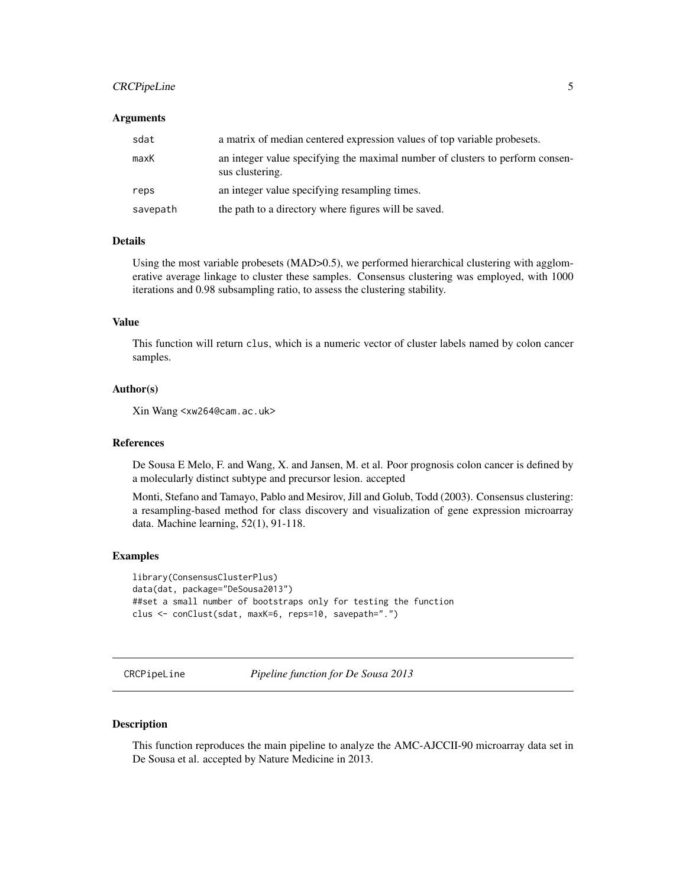#### Arguments

| | |
|---|---|
| sdat | a matrix of median centered expression values of top variable probesets. |
| maxK | an integer value specifying the maximal number of clusters to perform consensus clustering. |
| reps | an integer value specifying resampling times. |
| savepath | the path to a directory where figures will be saved. |

#### Details

Using the most variable probesets (MAD>0.5), we performed hierarchical clustering with agglomerative average linkage to cluster these samples. Consensus clustering was employed, with 1000 iterations and 0.98 subsampling ratio, to assess the clustering stability.

#### Value

This function will return `clus`, which is a numeric vector of cluster labels named by colon cancer samples.

#### Author(s)

Xin Wang <xw264@cam.ac.uk>

#### References

De Sousa E Melo, F. and Wang, X. and Jansen, M. et al. Poor prognosis colon cancer is defined by a molecularly distinct subtype and precursor lesion. accepted

Monti, Stefano and Tamayo, Pablo and Mesirov, Jill and Golub, Todd (2003). Consensus clustering: a resampling-based method for class discovery and visualization of gene expression microarray data. Machine learning, 52(1), 91-118.

#### Examples

```
library(ConsensusClusterPlus)
data(dat, package="DeSousa2013")
##set a small number of bootstraps only for testing the function
clus <- conClust(sdat, maxK=6, reps=10, savepath=".")
```

---

## CRCPipeLine — *Pipeline function for De Sousa 2013*

---

#### Description

This function reproduces the main pipeline to analyze the AMC-AJCCII-90 microarray data set in De Sousa et al. accepted by Nature Medicine in 2013.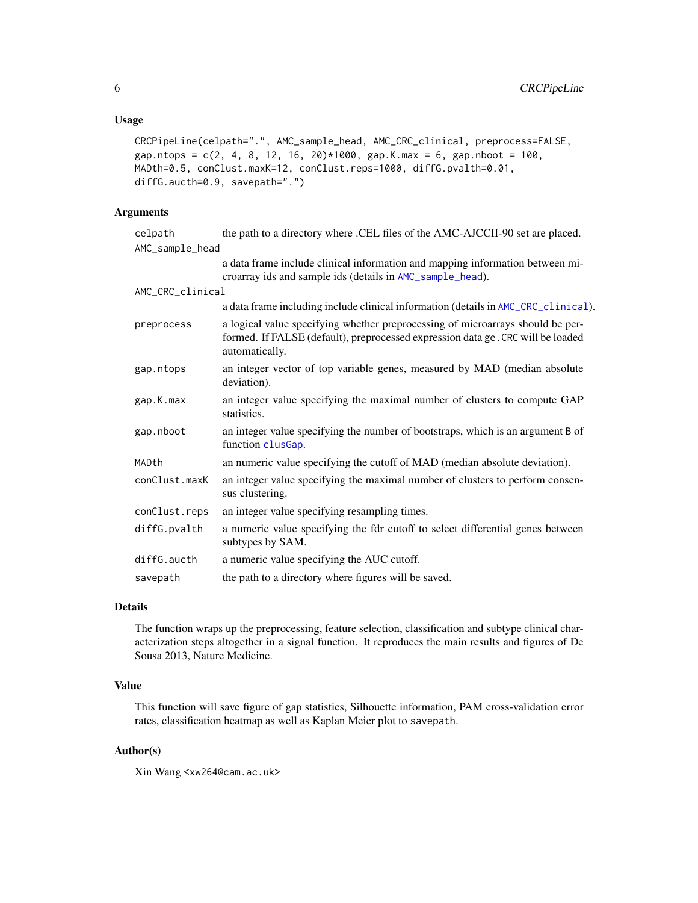### Usage

```
CRCPipeLine(celpath=".", AMC_sample_head, AMC_CRC_clinical, preprocess=FALSE,
gap.ntops = c(2, 4, 8, 12, 16, 20)*1000, gap.K.max = 6, gap.nboot = 100,
MADth=0.5, conClust.maxK=12, conClust.reps=1000, diffG.pvalth=0.01,
diffG.aucth=0.9, savepath=".")
```

### Arguments

| | |
|---|---|
| `celpath` | the path to a directory where .CEL files of the AMC-AJCCII-90 set are placed. |
| `AMC_sample_head` | a data frame include clinical information and mapping information between microarray ids and sample ids (details in `AMC_sample_head`). |
| `AMC_CRC_clinical` | a data frame including include clinical information (details in `AMC_CRC_clinical`). |
| `preprocess` | a logical value specifying whether preprocessing of microarrays should be performed. If FALSE (default), preprocessed expression data `ge.CRC` will be loaded automatically. |
| `gap.ntops` | an integer vector of top variable genes, measured by MAD (median absolute deviation). |
| `gap.K.max` | an integer value specifying the maximal number of clusters to compute GAP statistics. |
| `gap.nboot` | an integer value specifying the number of bootstraps, which is an argument `B` of function `clusGap`. |
| `MADth` | an numeric value specifying the cutoff of MAD (median absolute deviation). |
| `conClust.maxK` | an integer value specifying the maximal number of clusters to perform consensus clustering. |
| `conClust.reps` | an integer value specifying resampling times. |
| `diffG.pvalth` | a numeric value specifying the fdr cutoff to select differential genes between subtypes by SAM. |
| `diffG.aucth` | a numeric value specifying the AUC cutoff. |
| `savepath` | the path to a directory where figures will be saved. |

### Details

The function wraps up the preprocessing, feature selection, classification and subtype clinical characterization steps altogether in a signal function. It reproduces the main results and figures of De Sousa 2013, Nature Medicine.

### Value

This function will save figure of gap statistics, Silhouette information, PAM cross-validation error rates, classification heatmap as well as Kaplan Meier plot to `savepath`.

### Author(s)

Xin Wang <xw264@cam.ac.uk>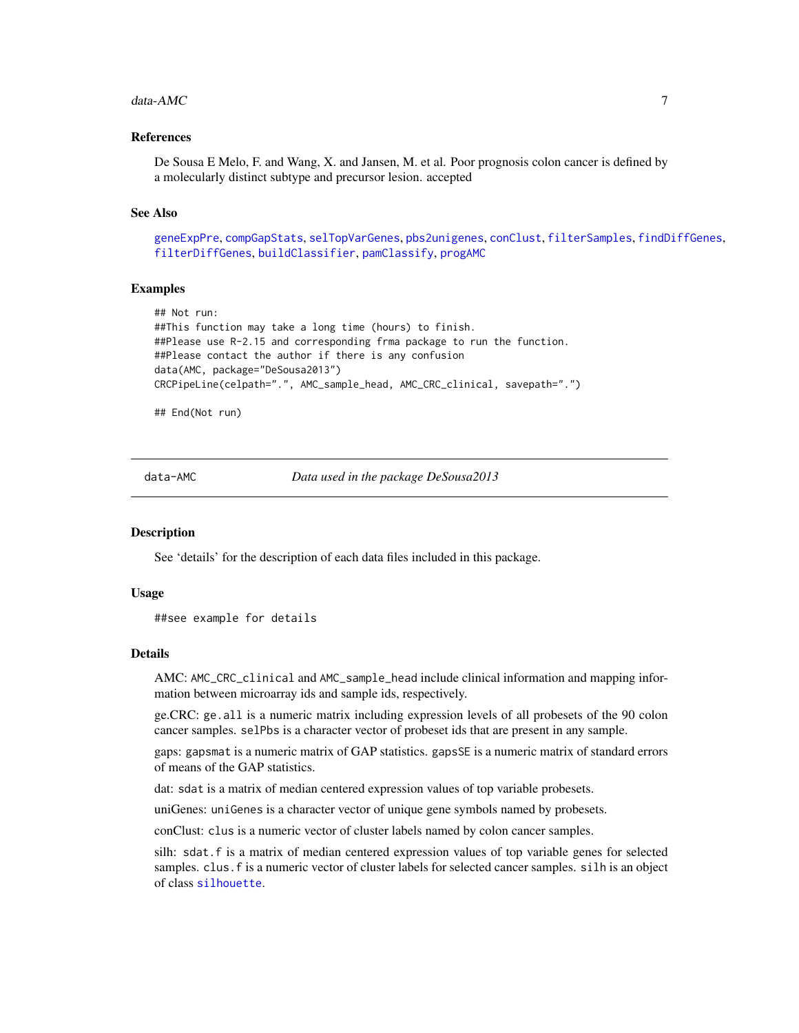## References

De Sousa E Melo, F. and Wang, X. and Jansen, M. et al. Poor prognosis colon cancer is defined by a molecularly distinct subtype and precursor lesion. accepted

## See Also

geneExpPre, compGapStats, selTopVarGenes, pbs2unigenes, conClust, filterSamples, findDiffGenes, filterDiffGenes, buildClassifier, pamClassify, progAMC

## Examples

```
## Not run:
##This function may take a long time (hours) to finish.
##Please use R-2.15 and corresponding frma package to run the function.
##Please contact the author if there is any confusion
data(AMC, package="DeSousa2013")
CRCPipeLine(celpath=".", AMC_sample_head, AMC_CRC_clinical, savepath=".")

## End(Not run)
```

---

# data-AMC *Data used in the package DeSousa2013*

## Description

See 'details' for the description of each data files included in this package.

## Usage

```
##see example for details
```

## Details

AMC: `AMC_CRC_clinical` and `AMC_sample_head` include clinical information and mapping information between microarray ids and sample ids, respectively.

ge.CRC: `ge.all` is a numeric matrix including expression levels of all probesets of the 90 colon cancer samples. `selPbs` is a character vector of probeset ids that are present in any sample.

gaps: `gapsmat` is a numeric matrix of GAP statistics. `gapsSE` is a numeric matrix of standard errors of means of the GAP statistics.

dat: `sdat` is a matrix of median centered expression values of top variable probesets.

uniGenes: `uniGenes` is a character vector of unique gene symbols named by probesets.

conClust: `clus` is a numeric vector of cluster labels named by colon cancer samples.

silh: `sdat.f` is a matrix of median centered expression values of top variable genes for selected samples. `clus.f` is a numeric vector of cluster labels for selected cancer samples. `silh` is an object of class silhouette.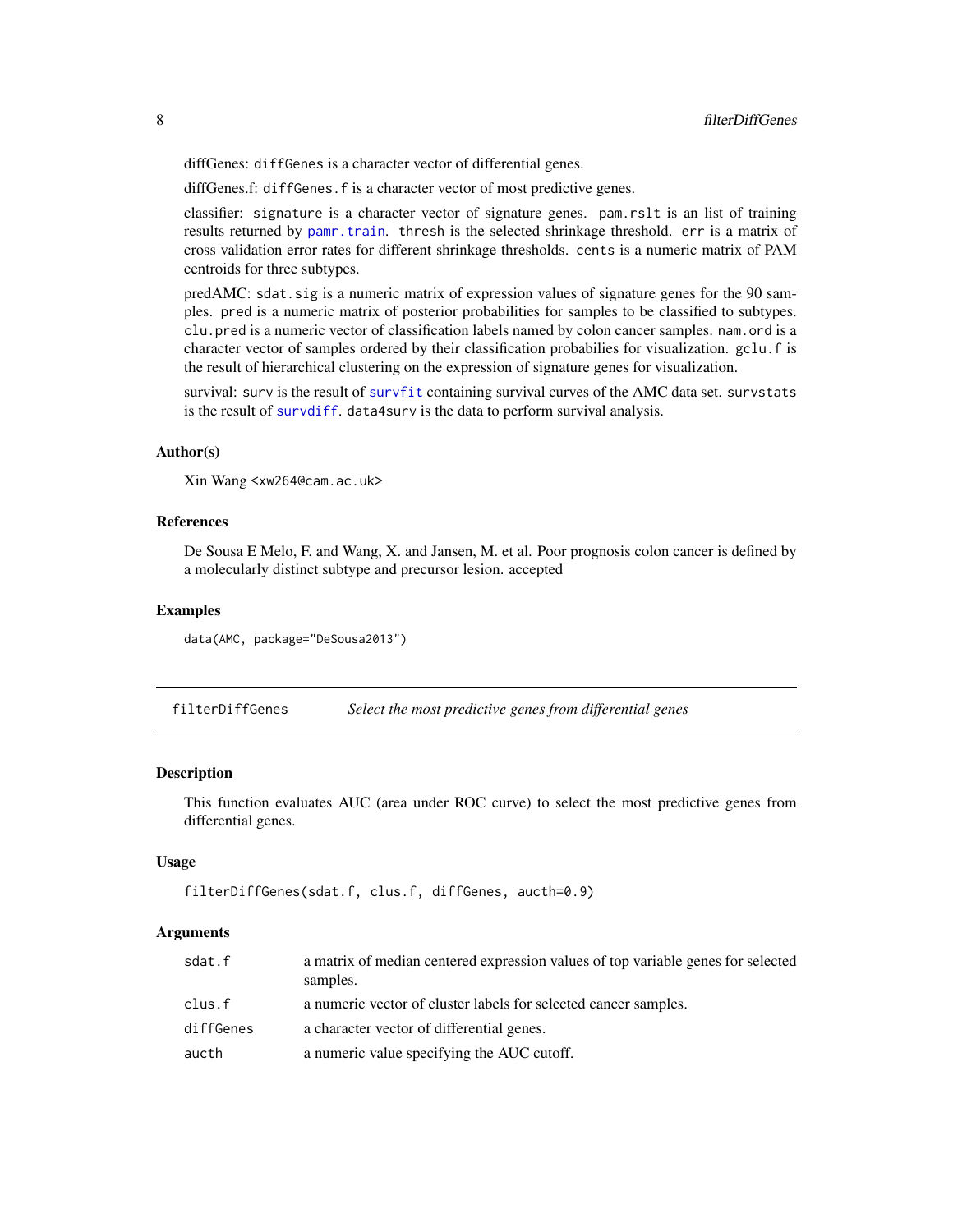diffGenes: `diffGenes` is a character vector of differential genes.

diffGenes.f: `diffGenes.f` is a character vector of most predictive genes.

classifier: `signature` is a character vector of signature genes. `pam.rslt` is an list of training results returned by `pamr.train`. `thresh` is the selected shrinkage threshold. `err` is a matrix of cross validation error rates for different shrinkage thresholds. `cents` is a numeric matrix of PAM centroids for three subtypes.

predAMC: `sdat.sig` is a numeric matrix of expression values of signature genes for the 90 samples. `pred` is a numeric matrix of posterior probabilities for samples to be classified to subtypes. `clu.pred` is a numeric vector of classification labels named by colon cancer samples. `nam.ord` is a character vector of samples ordered by their classification probabilities for visualization. `gclu.f` is the result of hierarchical clustering on the expression of signature genes for visualization.

survival: `surv` is the result of `survfit` containing survival curves of the AMC data set. `survstats` is the result of `survdiff`. `data4surv` is the data to perform survival analysis.

### Author(s)

Xin Wang <xw264@cam.ac.uk>

### References

De Sousa E Melo, F. and Wang, X. and Jansen, M. et al. Poor prognosis colon cancer is defined by a molecularly distinct subtype and precursor lesion. accepted

### Examples

```
data(AMC, package="DeSousa2013")
```

---

## filterDiffGenes — *Select the most predictive genes from differential genes*

### Description

This function evaluates AUC (area under ROC curve) to select the most predictive genes from differential genes.

### Usage

```
filterDiffGenes(sdat.f, clus.f, diffGenes, aucth=0.9)
```

### Arguments

| | |
|---|---|
| `sdat.f` | a matrix of median centered expression values of top variable genes for selected samples. |
| `clus.f` | a numeric vector of cluster labels for selected cancer samples. |
| `diffGenes` | a character vector of differential genes. |
| `aucth` | a numeric value specifying the AUC cutoff. |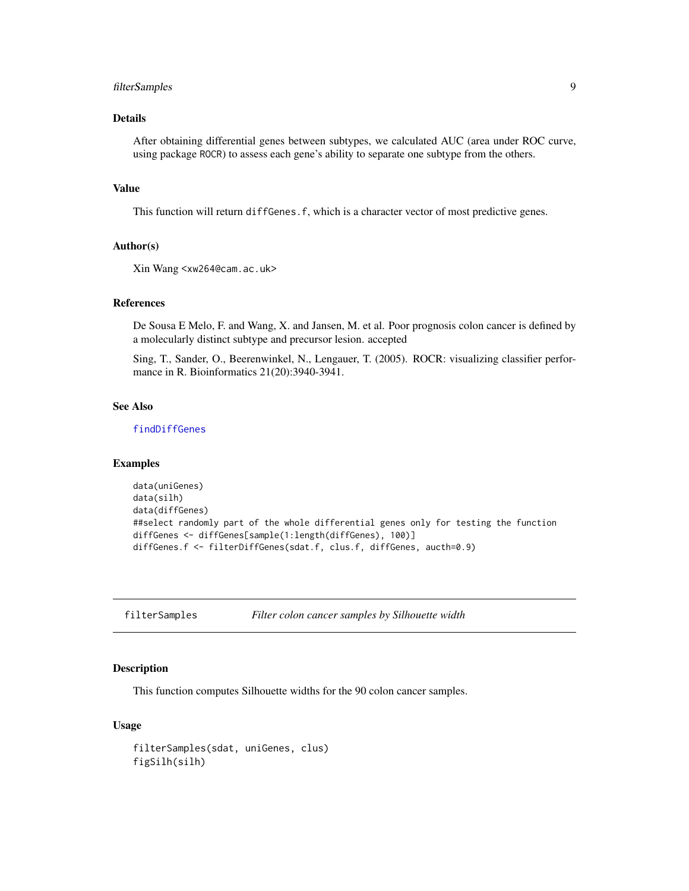### Details

After obtaining differential genes between subtypes, we calculated AUC (area under ROC curve, using package ROCR) to assess each gene's ability to separate one subtype from the others.

### Value

This function will return `diffGenes.f`, which is a character vector of most predictive genes.

### Author(s)

Xin Wang <xw264@cam.ac.uk>

### References

De Sousa E Melo, F. and Wang, X. and Jansen, M. et al. Poor prognosis colon cancer is defined by a molecularly distinct subtype and precursor lesion. accepted

Sing, T., Sander, O., Beerenwinkel, N., Lengauer, T. (2005). ROCR: visualizing classifier performance in R. Bioinformatics 21(20):3940-3941.

### See Also

findDiffGenes

### Examples

```
data(uniGenes)
data(silh)
data(diffGenes)
##select randomly part of the whole differential genes only for testing the function
diffGenes <- diffGenes[sample(1:length(diffGenes), 100)]
diffGenes.f <- filterDiffGenes(sdat.f, clus.f, diffGenes, aucth=0.9)
```

---

## filterSamples — *Filter colon cancer samples by Silhouette width*

### Description

This function computes Silhouette widths for the 90 colon cancer samples.

### Usage

```
filterSamples(sdat, uniGenes, clus)
figSilh(silh)
```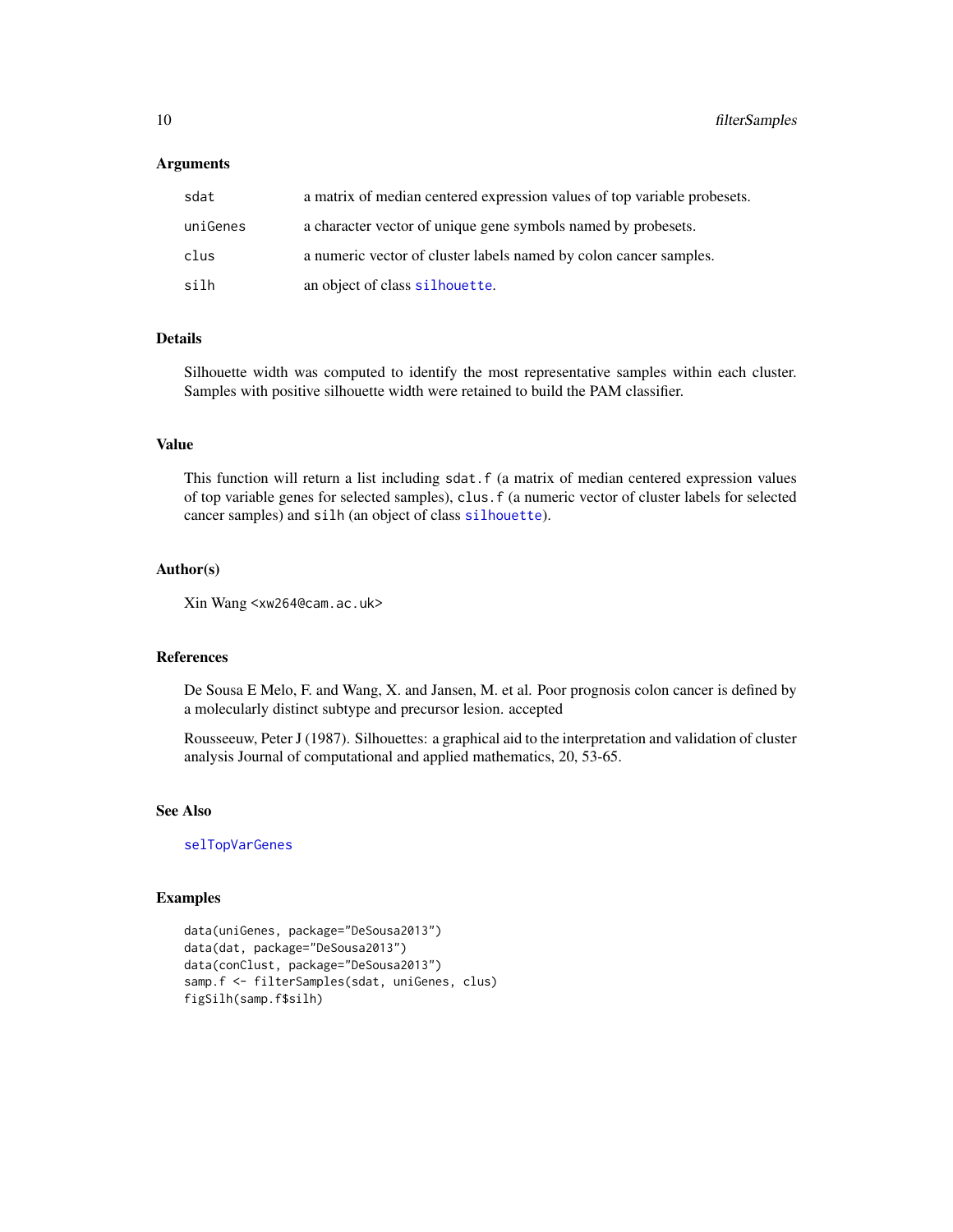### Arguments

| | |
|---|---|
| `sdat` | a matrix of median centered expression values of top variable probesets. |
| `uniGenes` | a character vector of unique gene symbols named by probesets. |
| `clus` | a numeric vector of cluster labels named by colon cancer samples. |
| `silh` | an object of class `silhouette`. |

### Details

Silhouette width was computed to identify the most representative samples within each cluster. Samples with positive silhouette width were retained to build the PAM classifier.

### Value

This function will return a list including `sdat.f` (a matrix of median centered expression values of top variable genes for selected samples), `clus.f` (a numeric vector of cluster labels for selected cancer samples) and `silh` (an object of class `silhouette`).

### Author(s)

Xin Wang <xw264@cam.ac.uk>

### References

De Sousa E Melo, F. and Wang, X. and Jansen, M. et al. Poor prognosis colon cancer is defined by a molecularly distinct subtype and precursor lesion. accepted

Rousseeuw, Peter J (1987). Silhouettes: a graphical aid to the interpretation and validation of cluster analysis Journal of computational and applied mathematics, 20, 53-65.

### See Also

`selTopVarGenes`

### Examples

```
data(uniGenes, package="DeSousa2013")
data(dat, package="DeSousa2013")
data(conClust, package="DeSousa2013")
samp.f <- filterSamples(sdat, uniGenes, clus)
figSilh(samp.f$silh)
```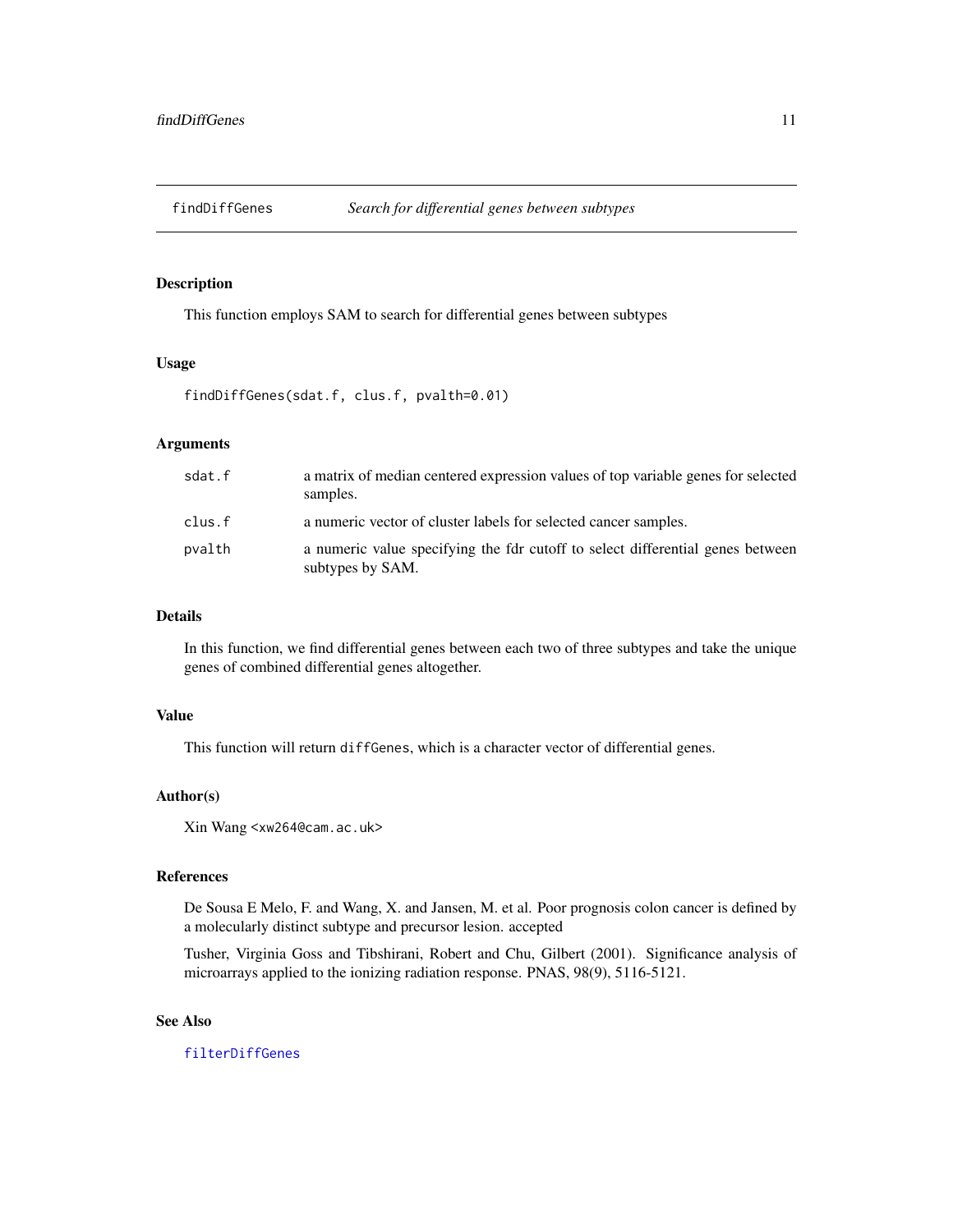# findDiffGenes — *Search for differential genes between subtypes*

## Description

This function employs SAM to search for differential genes between subtypes

## Usage

```
findDiffGenes(sdat.f, clus.f, pvalth=0.01)
```

## Arguments

| | |
|---|---|
| `sdat.f` | a matrix of median centered expression values of top variable genes for selected samples. |
| `clus.f` | a numeric vector of cluster labels for selected cancer samples. |
| `pvalth` | a numeric value specifying the fdr cutoff to select differential genes between subtypes by SAM. |

## Details

In this function, we find differential genes between each two of three subtypes and take the unique genes of combined differential genes altogether.

## Value

This function will return `diffGenes`, which is a character vector of differential genes.

## Author(s)

Xin Wang <xw264@cam.ac.uk>

## References

De Sousa E Melo, F. and Wang, X. and Jansen, M. et al. Poor prognosis colon cancer is defined by a molecularly distinct subtype and precursor lesion. accepted

Tusher, Virginia Goss and Tibshirani, Robert and Chu, Gilbert (2001). Significance analysis of microarrays applied to the ionizing radiation response. PNAS, 98(9), 5116-5121.

## See Also

`filterDiffGenes`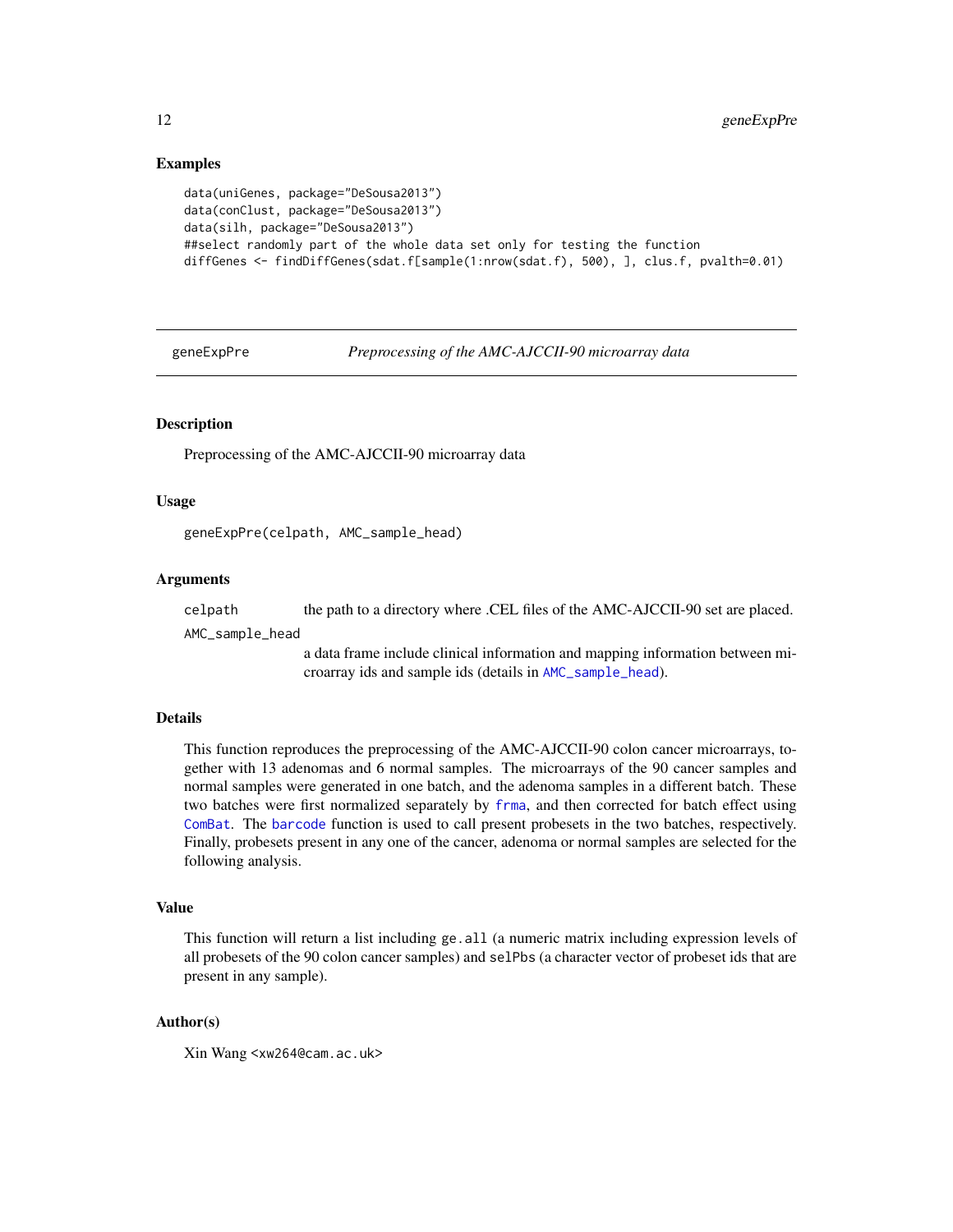### Examples

```
data(uniGenes, package="DeSousa2013")
data(conClust, package="DeSousa2013")
data(silh, package="DeSousa2013")
##select randomly part of the whole data set only for testing the function
diffGenes <- findDiffGenes(sdat.f[sample(1:nrow(sdat.f), 500), ], clus.f, pvalth=0.01)
```

---

## geneExpPre — *Preprocessing of the AMC-AJCCII-90 microarray data*

### Description

Preprocessing of the AMC-AJCCII-90 microarray data

### Usage

```
geneExpPre(celpath, AMC_sample_head)
```

### Arguments

| | |
|---|---|
| `celpath` | the path to a directory where .CEL files of the AMC-AJCCII-90 set are placed. |
| `AMC_sample_head` | a data frame include clinical information and mapping information between microarray ids and sample ids (details in `AMC_sample_head`). |

### Details

This function reproduces the preprocessing of the AMC-AJCCII-90 colon cancer microarrays, together with 13 adenomas and 6 normal samples. The microarrays of the 90 cancer samples and normal samples were generated in one batch, and the adenoma samples in a different batch. These two batches were first normalized separately by `frma`, and then corrected for batch effect using `ComBat`. The `barcode` function is used to call present probesets in the two batches, respectively. Finally, probesets present in any one of the cancer, adenoma or normal samples are selected for the following analysis.

### Value

This function will return a list including `ge.all` (a numeric matrix including expression levels of all probesets of the 90 colon cancer samples) and `selPbs` (a character vector of probeset ids that are present in any sample).

### Author(s)

Xin Wang <xw264@cam.ac.uk>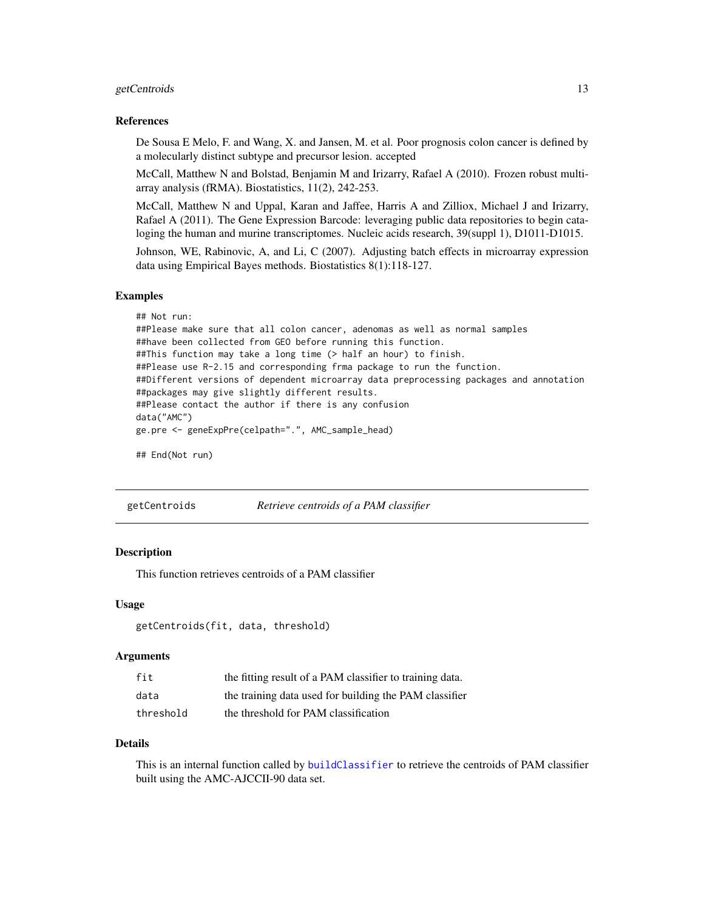### References

De Sousa E Melo, F. and Wang, X. and Jansen, M. et al. Poor prognosis colon cancer is defined by a molecularly distinct subtype and precursor lesion. accepted

McCall, Matthew N and Bolstad, Benjamin M and Irizarry, Rafael A (2010). Frozen robust multi-array analysis (fRMA). Biostatistics, 11(2), 242-253.

McCall, Matthew N and Uppal, Karan and Jaffee, Harris A and Zilliox, Michael J and Irizarry, Rafael A (2011). The Gene Expression Barcode: leveraging public data repositories to begin cataloging the human and murine transcriptomes. Nucleic acids research, 39(suppl 1), D1011-D1015.

Johnson, WE, Rabinovic, A, and Li, C (2007). Adjusting batch effects in microarray expression data using Empirical Bayes methods. Biostatistics 8(1):118-127.

### Examples

```
## Not run:
##Please make sure that all colon cancer, adenomas as well as normal samples
##have been collected from GEO before running this function.
##This function may take a long time (> half an hour) to finish.
##Please use R-2.15 and corresponding frma package to run the function.
##Different versions of dependent microarray data preprocessing packages and annotation
##packages may give slightly different results.
##Please contact the author if there is any confusion
data("AMC")
ge.pre <- geneExpPre(celpath=".", AMC_sample_head)

## End(Not run)
```

---

## getCentroids — *Retrieve centroids of a PAM classifier*

### Description

This function retrieves centroids of a PAM classifier

### Usage

```
getCentroids(fit, data, threshold)
```

### Arguments

| | |
|---|---|
| fit | the fitting result of a PAM classifier to training data. |
| data | the training data used for building the PAM classifier |
| threshold | the threshold for PAM classification |

### Details

This is an internal function called by buildClassifier to retrieve the centroids of PAM classifier built using the AMC-AJCCII-90 data set.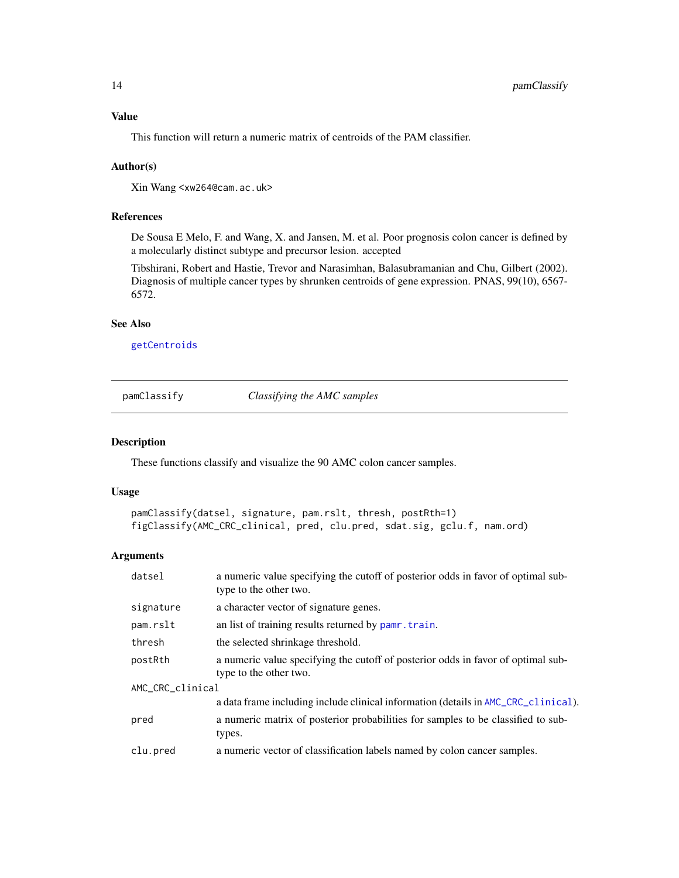## Value

This function will return a numeric matrix of centroids of the PAM classifier.

## Author(s)

Xin Wang <xw264@cam.ac.uk>

## References

De Sousa E Melo, F. and Wang, X. and Jansen, M. et al. Poor prognosis colon cancer is defined by a molecularly distinct subtype and precursor lesion. accepted

Tibshirani, Robert and Hastie, Trevor and Narasimhan, Balasubramanian and Chu, Gilbert (2002). Diagnosis of multiple cancer types by shrunken centroids of gene expression. PNAS, 99(10), 6567-6572.

## See Also

getCentroids

---

# pamClassify — *Classifying the AMC samples*

## Description

These functions classify and visualize the 90 AMC colon cancer samples.

## Usage

```
pamClassify(datsel, signature, pam.rslt, thresh, postRth=1)
figClassify(AMC_CRC_clinical, pred, clu.pred, sdat.sig, gclu.f, nam.ord)
```

## Arguments

| Argument | Description |
|---|---|
| datsel | a numeric value specifying the cutoff of posterior odds in favor of optimal subtype to the other two. |
| signature | a character vector of signature genes. |
| pam.rslt | an list of training results returned by pamr.train. |
| thresh | the selected shrinkage threshold. |
| postRth | a numeric value specifying the cutoff of posterior odds in favor of optimal subtype to the other two. |
| AMC_CRC_clinical | a data frame including include clinical information (details in AMC_CRC_clinical). |
| pred | a numeric matrix of posterior probabilities for samples to be classified to subtypes. |
| clu.pred | a numeric vector of classification labels named by colon cancer samples. |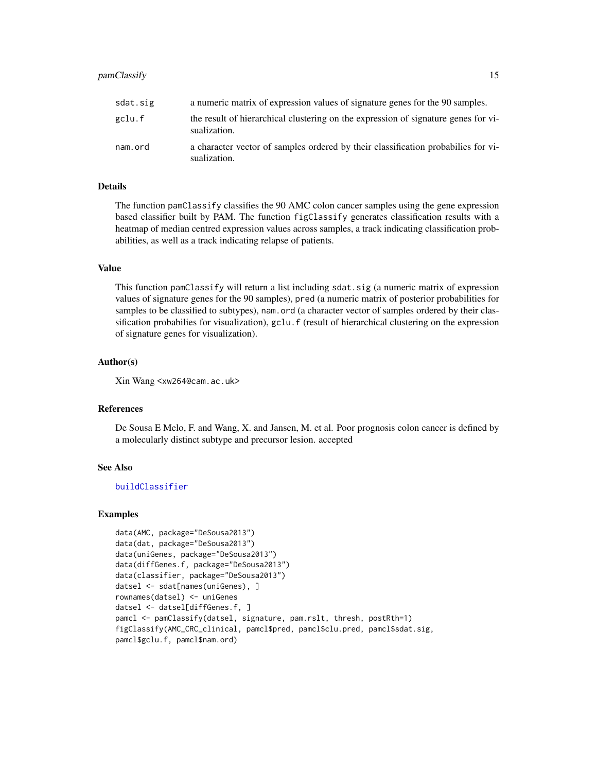| | |
|---|---|
| sdat.sig | a numeric matrix of expression values of signature genes for the 90 samples. |
| gclu.f | the result of hierarchical clustering on the expression of signature genes for visualization. |
| nam.ord | a character vector of samples ordered by their classification probabilies for visualization. |

## Details

The function pamClassify classifies the 90 AMC colon cancer samples using the gene expression based classifier built by PAM. The function figClassify generates classification results with a heatmap of median centred expression values across samples, a track indicating classification probabilities, as well as a track indicating relapse of patients.

## Value

This function pamClassify will return a list including sdat.sig (a numeric matrix of expression values of signature genes for the 90 samples), pred (a numeric matrix of posterior probabilities for samples to be classified to subtypes), nam.ord (a character vector of samples ordered by their classification probabilies for visualization), gclu.f (result of hierarchical clustering on the expression of signature genes for visualization).

## Author(s)

Xin Wang <xw264@cam.ac.uk>

## References

De Sousa E Melo, F. and Wang, X. and Jansen, M. et al. Poor prognosis colon cancer is defined by a molecularly distinct subtype and precursor lesion. accepted

## See Also

buildClassifier

## Examples

```
data(AMC, package="DeSousa2013")
data(dat, package="DeSousa2013")
data(uniGenes, package="DeSousa2013")
data(diffGenes.f, package="DeSousa2013")
data(classifier, package="DeSousa2013")
datsel <- sdat[names(uniGenes), ]
rownames(datsel) <- uniGenes
datsel <- datsel[diffGenes.f, ]
pamcl <- pamClassify(datsel, signature, pam.rslt, thresh, postRth=1)
figClassify(AMC_CRC_clinical, pamcl$pred, pamcl$clu.pred, pamcl$sdat.sig,
pamcl$gclu.f, pamcl$nam.ord)
```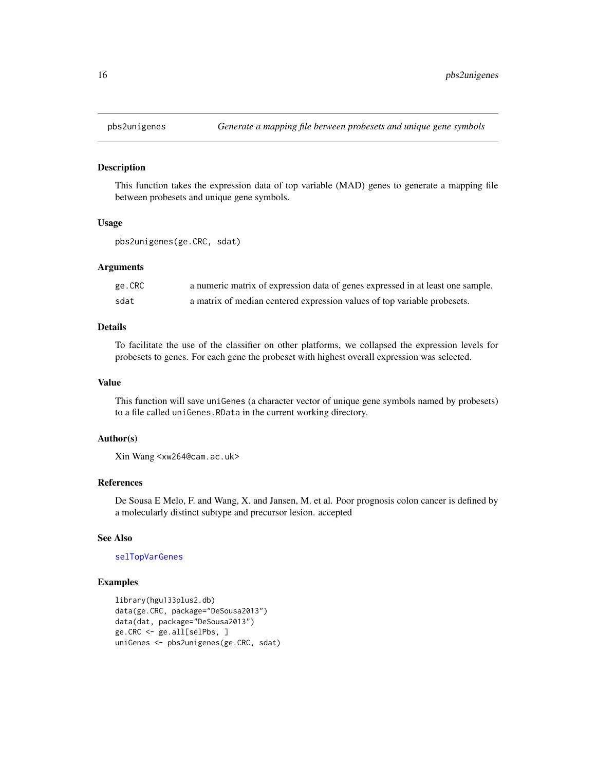## pbs2unigenes — *Generate a mapping file between probesets and unique gene symbols*

### Description

This function takes the expression data of top variable (MAD) genes to generate a mapping file between probesets and unique gene symbols.

### Usage

```
pbs2unigenes(ge.CRC, sdat)
```

### Arguments

| | |
|---|---|
| ge.CRC | a numeric matrix of expression data of genes expressed in at least one sample. |
| sdat | a matrix of median centered expression values of top variable probesets. |

### Details

To facilitate the use of the classifier on other platforms, we collapsed the expression levels for probesets to genes. For each gene the probeset with highest overall expression was selected.

### Value

This function will save `uniGenes` (a character vector of unique gene symbols named by probesets) to a file called `uniGenes.RData` in the current working directory.

### Author(s)

Xin Wang <xw264@cam.ac.uk>

### References

De Sousa E Melo, F. and Wang, X. and Jansen, M. et al. Poor prognosis colon cancer is defined by a molecularly distinct subtype and precursor lesion. accepted

### See Also

selTopVarGenes

### Examples

```
library(hgu133plus2.db)
data(ge.CRC, package="DeSousa2013")
data(dat, package="DeSousa2013")
ge.CRC <- ge.all[selPbs, ]
uniGenes <- pbs2unigenes(ge.CRC, sdat)
```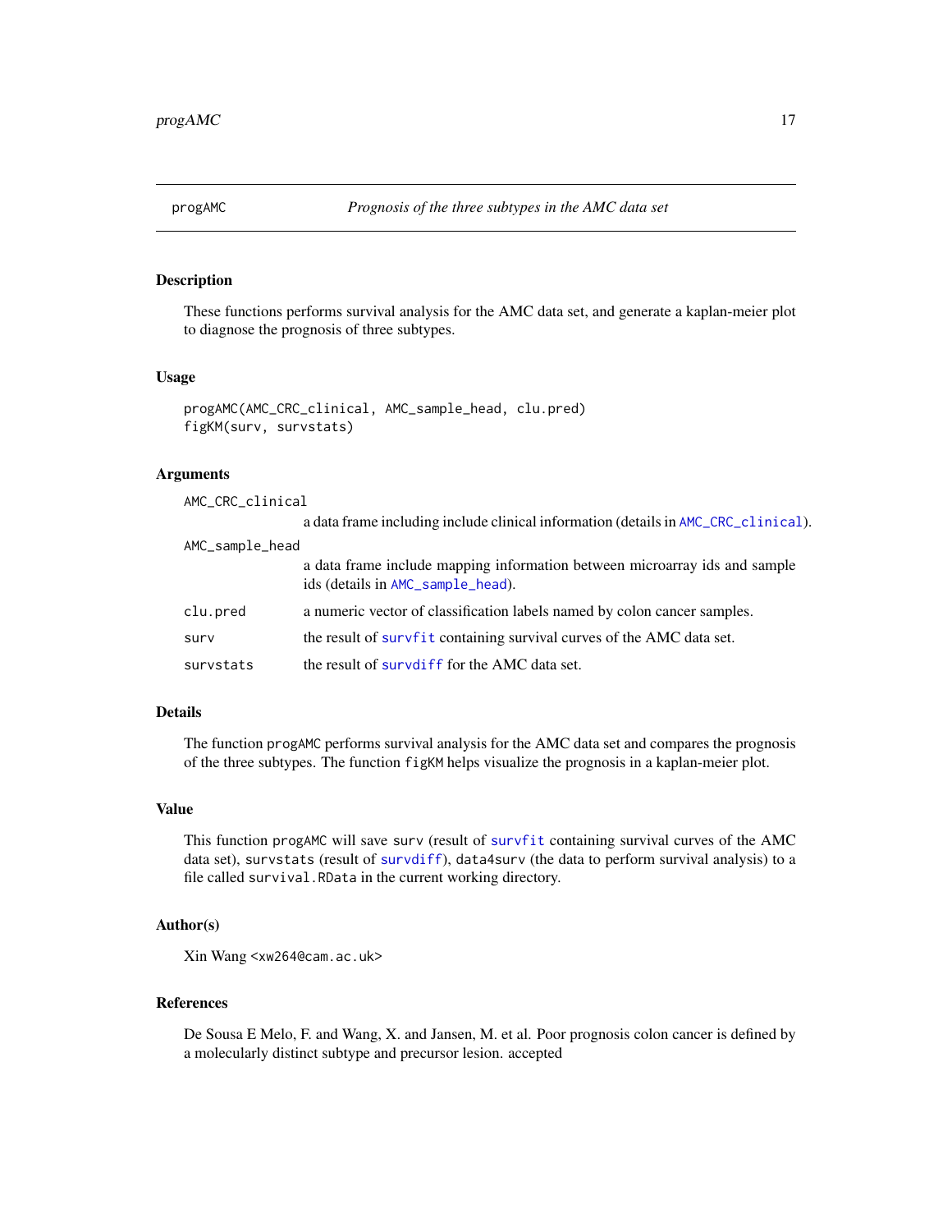## progAMC — *Prognosis of the three subtypes in the AMC data set*

### Description

These functions performs survival analysis for the AMC data set, and generate a kaplan-meier plot to diagnose the prognosis of three subtypes.

### Usage

```
progAMC(AMC_CRC_clinical, AMC_sample_head, clu.pred)
figKM(surv, survstats)
```

### Arguments

| | |
|---|---|
| `AMC_CRC_clinical` | a data frame including include clinical information (details in `AMC_CRC_clinical`). |
| `AMC_sample_head` | a data frame include mapping information between microarray ids and sample ids (details in `AMC_sample_head`). |
| `clu.pred` | a numeric vector of classification labels named by colon cancer samples. |
| `surv` | the result of `survfit` containing survival curves of the AMC data set. |
| `survstats` | the result of `survdiff` for the AMC data set. |

### Details

The function `progAMC` performs survival analysis for the AMC data set and compares the prognosis of the three subtypes. The function `figKM` helps visualize the prognosis in a kaplan-meier plot.

### Value

This function `progAMC` will save `surv` (result of `survfit` containing survival curves of the AMC data set), `survstats` (result of `survdiff`), `data4surv` (the data to perform survival analysis) to a file called `survival.RData` in the current working directory.

### Author(s)

Xin Wang <xw264@cam.ac.uk>

### References

De Sousa E Melo, F. and Wang, X. and Jansen, M. et al. Poor prognosis colon cancer is defined by a molecularly distinct subtype and precursor lesion. accepted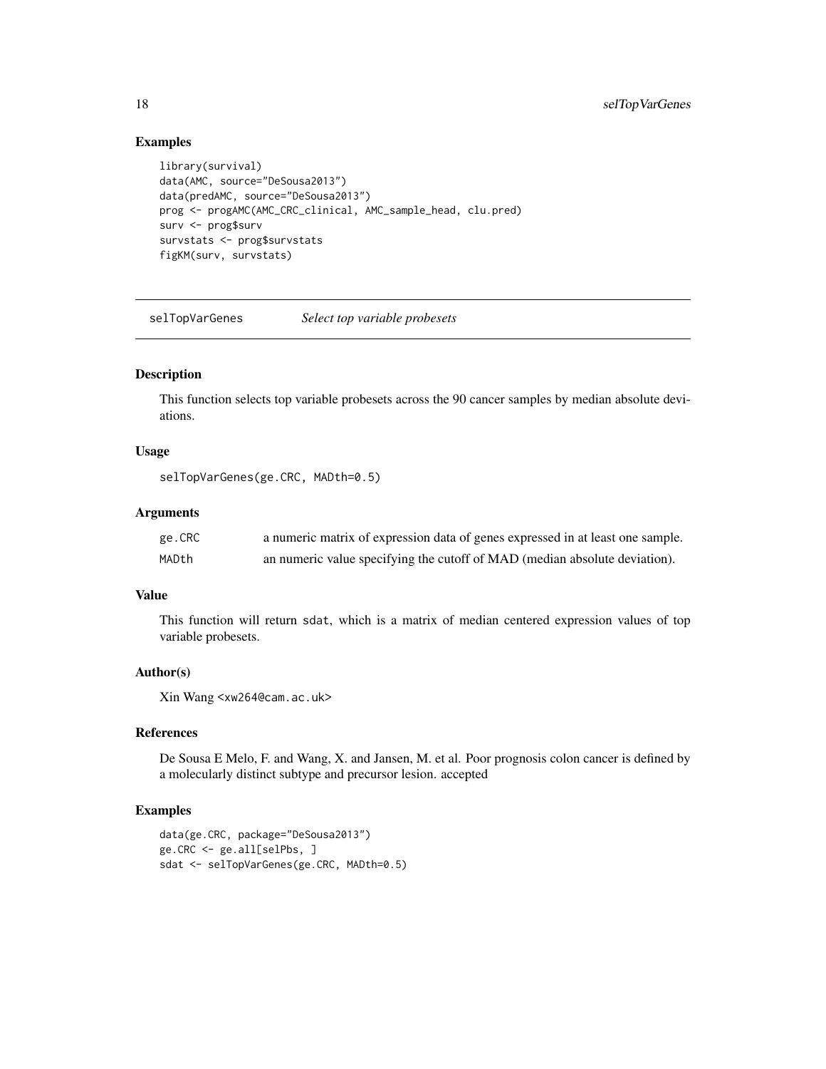## Examples

```
library(survival)
data(AMC, source="DeSousa2013")
data(predAMC, source="DeSousa2013")
prog <- progAMC(AMC_CRC_clinical, AMC_sample_head, clu.pred)
surv <- prog$surv
survstats <- prog$survstats
figKM(surv, survstats)
```

---

# selTopVarGenes *Select top variable probesets*

---

## Description

This function selects top variable probesets across the 90 cancer samples by median absolute deviations.

## Usage

```
selTopVarGenes(ge.CRC, MADth=0.5)
```

## Arguments

| | |
|---|---|
| ge.CRC | a numeric matrix of expression data of genes expressed in at least one sample. |
| MADth | an numeric value specifying the cutoff of MAD (median absolute deviation). |

## Value

This function will return `sdat`, which is a matrix of median centered expression values of top variable probesets.

## Author(s)

Xin Wang <xw264@cam.ac.uk>

## References

De Sousa E Melo, F. and Wang, X. and Jansen, M. et al. Poor prognosis colon cancer is defined by a molecularly distinct subtype and precursor lesion. accepted

## Examples

```
data(ge.CRC, package="DeSousa2013")
ge.CRC <- ge.all[selPbs, ]
sdat <- selTopVarGenes(ge.CRC, MADth=0.5)
```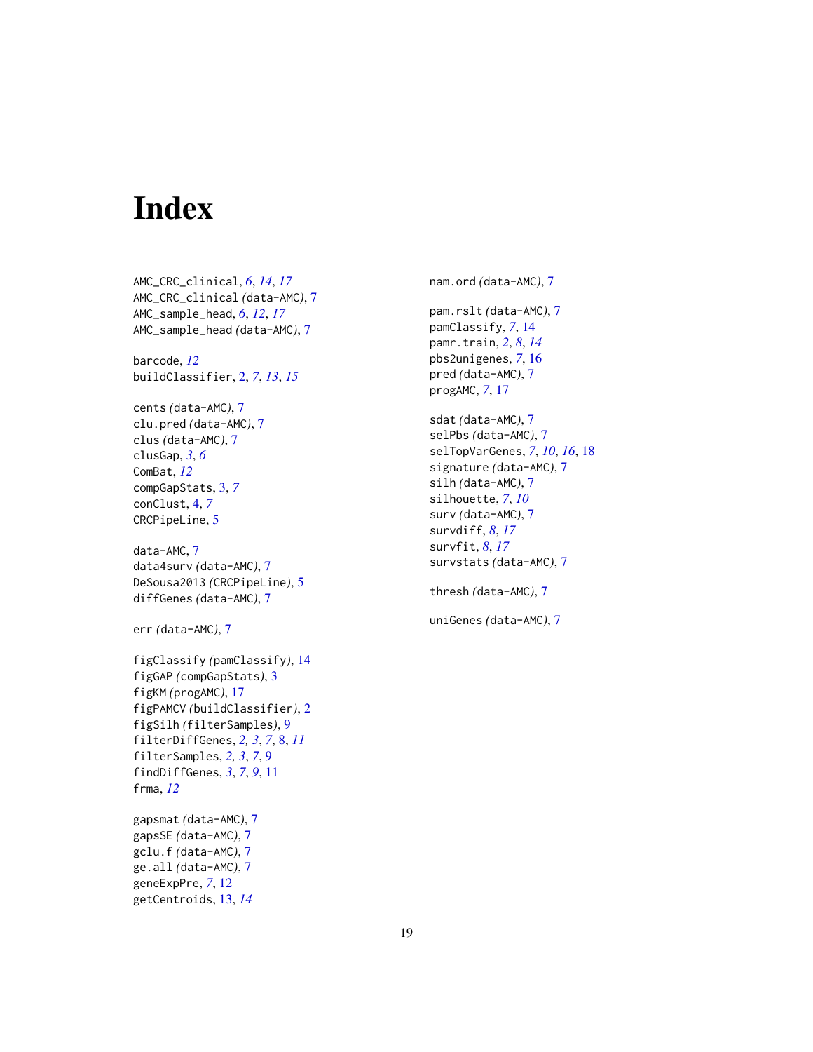# Index

AMC_CRC_clinical, *6*, *14*, *17*
AMC_CRC_clinical *(data-AMC)*, 7
AMC_sample_head, *6*, *12*, *17*
AMC_sample_head *(data-AMC)*, 7

barcode, *12*
buildClassifier, 2, *7*, *13*, *15*

cents *(data-AMC)*, 7
clu.pred *(data-AMC)*, 7
clus *(data-AMC)*, 7
clusGap, *3*, *6*
ComBat, *12*
compGapStats, 3, *7*
conClust, 4, *7*
CRCPipeLine, 5

data-AMC, 7
data4surv *(data-AMC)*, 7
DeSousa2013 *(CRCPipeLine)*, 5
diffGenes *(data-AMC)*, 7

err *(data-AMC)*, 7

figClassify *(pamClassify)*, 14
figGAP *(compGapStats)*, 3
figKM *(progAMC)*, 17
figPAMCV *(buildClassifier)*, 2
figSilh *(filterSamples)*, 9
filterDiffGenes, *2, 3*, *7*, 8, *11*
filterSamples, *2, 3*, *7*, 9
findDiffGenes, *3*, *7*, *9*, 11
frma, *12*

gapsmat *(data-AMC)*, 7
gapsSE *(data-AMC)*, 7
gclu.f *(data-AMC)*, 7
ge.all *(data-AMC)*, 7
geneExpPre, *7*, 12
getCentroids, 13, *14*

nam.ord *(data-AMC)*, 7

pam.rslt *(data-AMC)*, 7
pamClassify, *7*, 14
pamr.train, *2*, *8*, *14*
pbs2unigenes, *7*, 16
pred *(data-AMC)*, 7
progAMC, *7*, 17

sdat *(data-AMC)*, 7
selPbs *(data-AMC)*, 7
selTopVarGenes, *7*, *10*, *16*, 18
signature *(data-AMC)*, 7
silh *(data-AMC)*, 7
silhouette, *7*, *10*
surv *(data-AMC)*, 7
survdiff, *8*, *17*
survfit, *8*, *17*
survstats *(data-AMC)*, 7

thresh *(data-AMC)*, 7

uniGenes *(data-AMC)*, 7